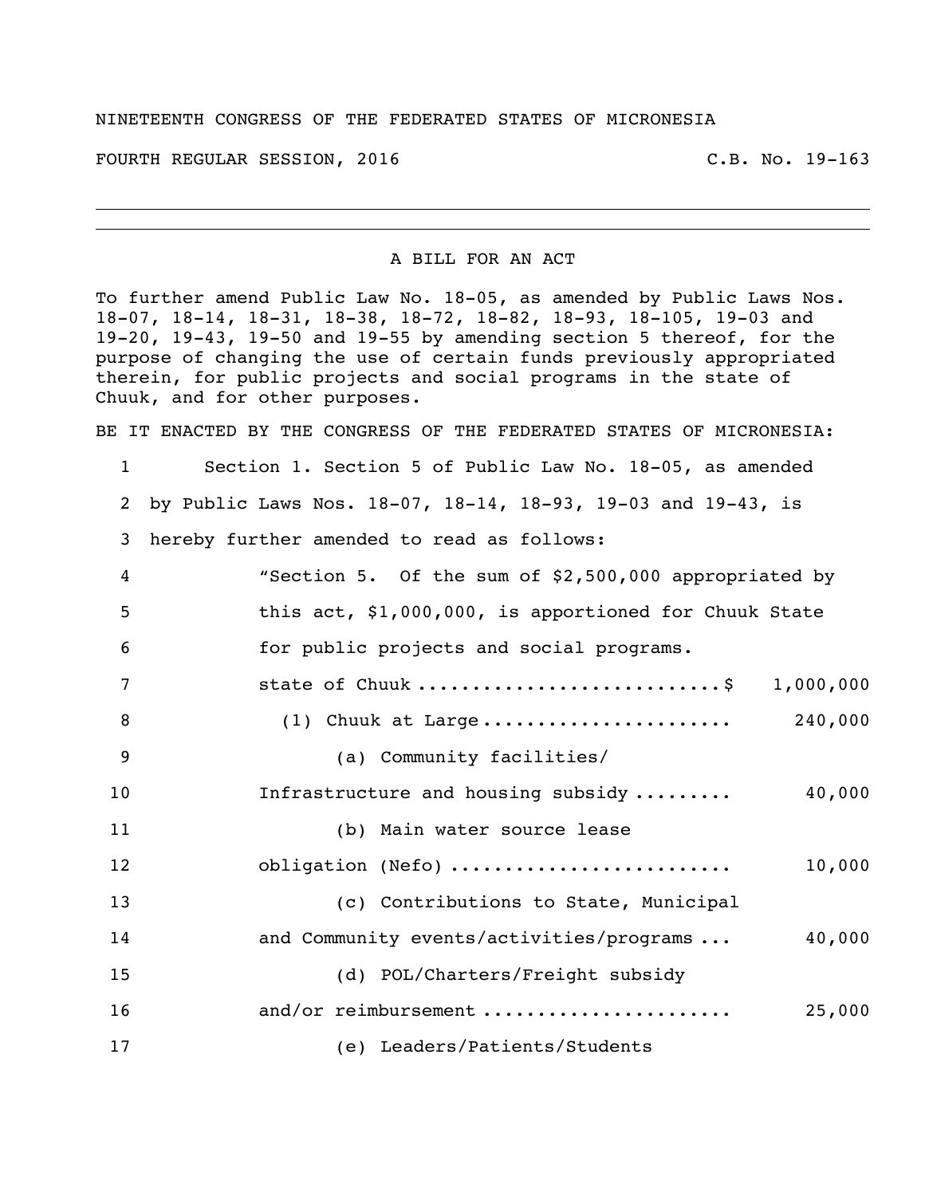NINETEENTH CONGRESS OF THE FEDERATED STATES OF MICRONESIA

FOURTH REGULAR SESSION, 2016 C.B. No. 19-163

---

# A BILL FOR AN ACT

To further amend Public Law No. 18-05, as amended by Public Laws Nos. 18-07, 18-14, 18-31, 18-38, 18-72, 18-82, 18-93, 18-105, 19-03 and 19-20, 19-43, 19-50 and 19-55 by amending section 5 thereof, for the purpose of changing the use of certain funds previously appropriated therein, for public projects and social programs in the state of Chuuk, and for other purposes.

BE IT ENACTED BY THE CONGRESS OF THE FEDERATED STATES OF MICRONESIA:

1 Section 1. Section 5 of Public Law No. 18-05, as amended
2 by Public Laws Nos. 18-07, 18-14, 18-93, 19-03 and 19-43, is
3 hereby further amended to read as follows:

4 "Section 5. Of the sum of $2,500,000 appropriated by
5 this act, $1,000,000, is apportioned for Chuuk State
6 for public projects and social programs.

7 state of Chuuk ............................$ 1,000,000
8 (1) Chuuk at Large ....................... 240,000
9 (a) Community facilities/
10 Infrastructure and housing subsidy ......... 40,000
11 (b) Main water source lease
12 obligation (Nefo) ......................... 10,000
13 (c) Contributions to State, Municipal
14 and Community events/activities/programs ... 40,000
15 (d) POL/Charters/Freight subsidy
16 and/or reimbursement ...................... 25,000
17 (e) Leaders/Patients/Students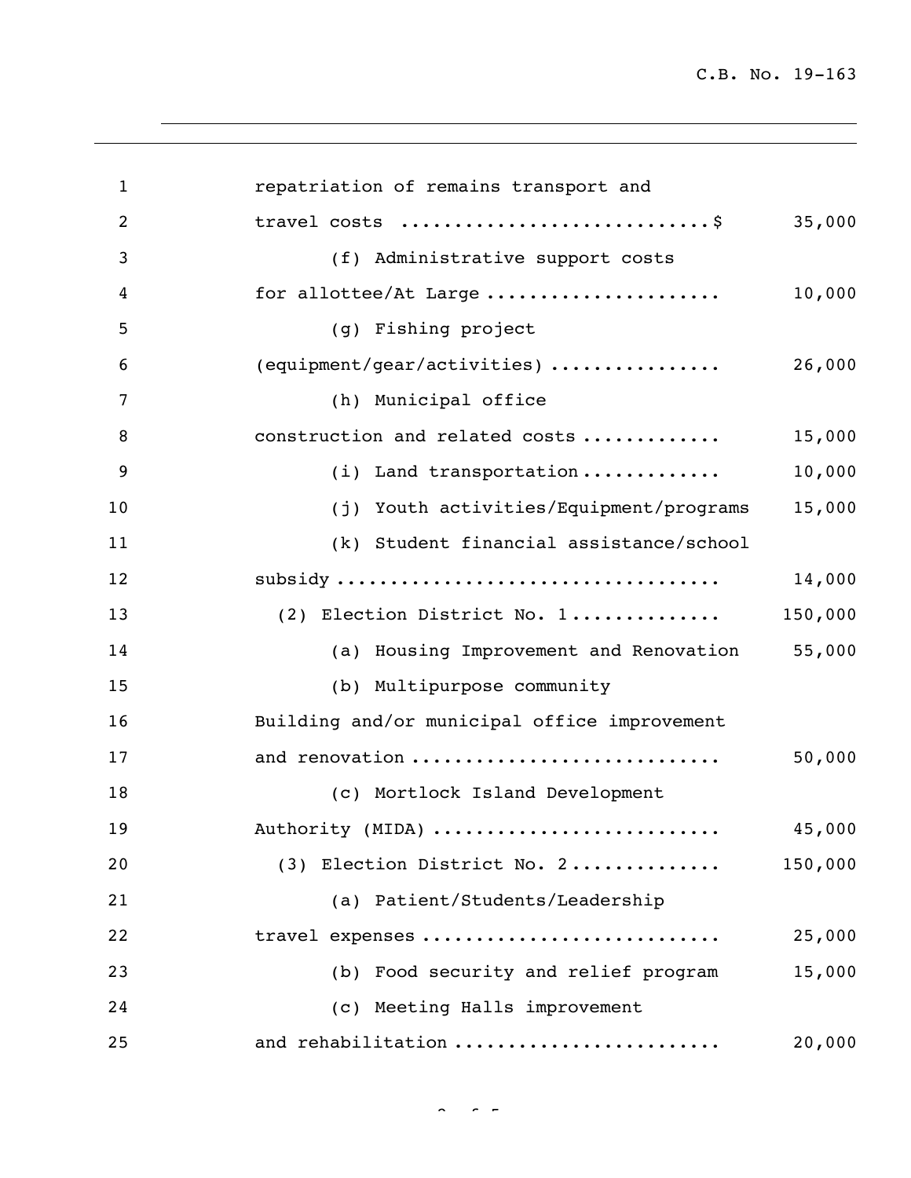repatriation of remains transport and
travel costs ............................$ 35,000

(f) Administrative support costs
for allottee/At Large ...................... 10,000

(g) Fishing project
(equipment/gear/activities) ............... 26,000

(h) Municipal office
construction and related costs ............ 15,000

(i) Land transportation ............ 10,000

(j) Youth activities/Equipment/programs 15,000

(k) Student financial assistance/school
subsidy .................................. 14,000

(2) Election District No. 1 ............. 150,000

(a) Housing Improvement and Renovation 55,000

(b) Multipurpose community
Building and/or municipal office improvement
and renovation ........................... 50,000

(c) Mortlock Island Development
Authority (MIDA) .......................... 45,000

(3) Election District No. 2 ............. 150,000

(a) Patient/Students/Leadership
travel expenses .......................... 25,000

(b) Food security and relief program 15,000

(c) Meeting Halls improvement
and rehabilitation ....................... 20,000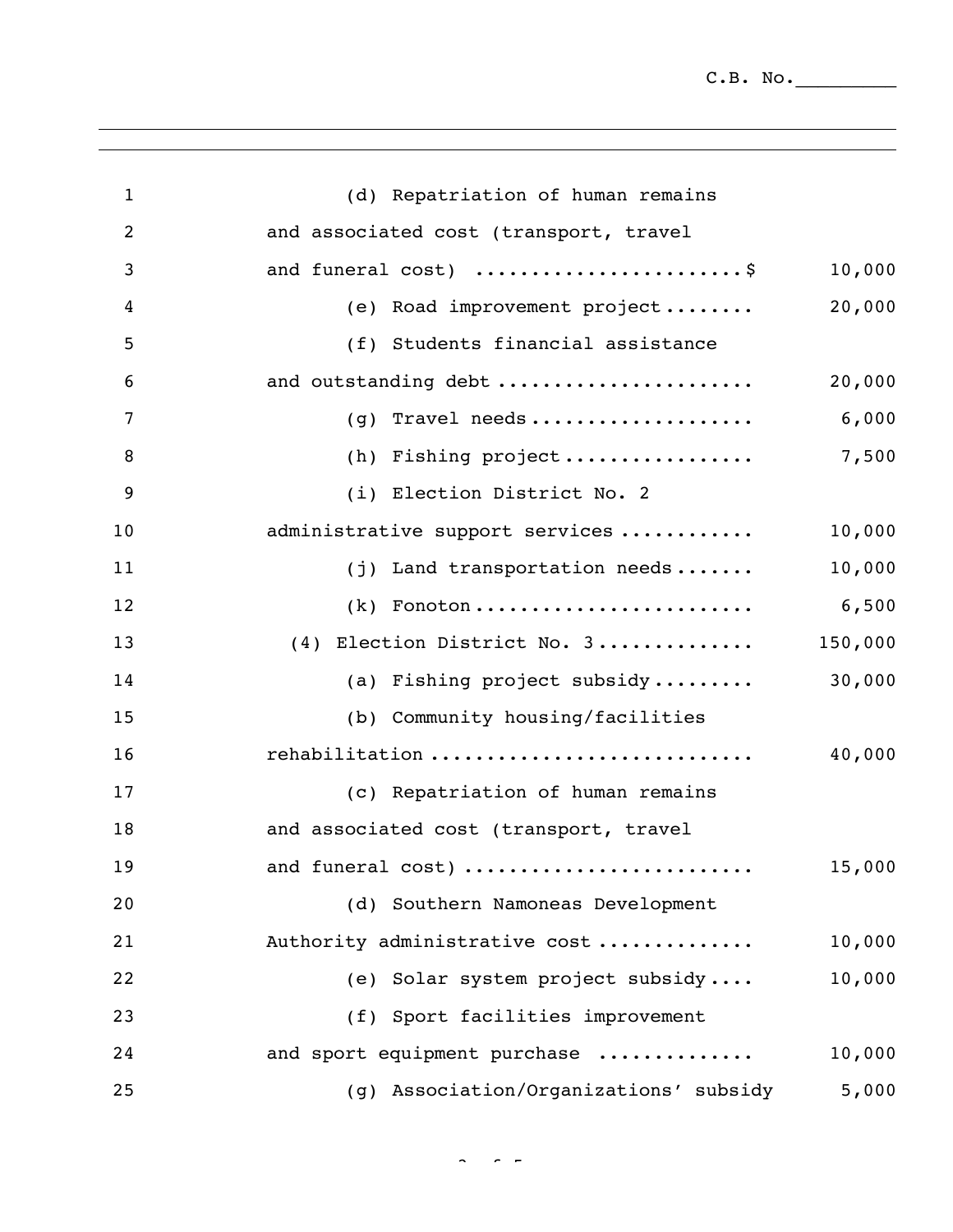C.B. No.________

| | | |
|---|---|---|
| 1 | (d) Repatriation of human remains | |
| 2 | and associated cost (transport, travel | |
| 3 | and funeral cost) ........................$ | 10,000 |
| 4 | (e) Road improvement project........ | 20,000 |
| 5 | (f) Students financial assistance | |
| 6 | and outstanding debt ...................... | 20,000 |
| 7 | (g) Travel needs.................... | 6,000 |
| 8 | (h) Fishing project................. | 7,500 |
| 9 | (i) Election District No. 2 | |
| 10 | administrative support services ........... | 10,000 |
| 11 | (j) Land transportation needs....... | 10,000 |
| 12 | (k) Fonoton......................... | 6,500 |
| 13 | (4) Election District No. 3............. | 150,000 |
| 14 | (a) Fishing project subsidy......... | 30,000 |
| 15 | (b) Community housing/facilities | |
| 16 | rehabilitation ............................ | 40,000 |
| 17 | (c) Repatriation of human remains | |
| 18 | and associated cost (transport, travel | |
| 19 | and funeral cost) ......................... | 15,000 |
| 20 | (d) Southern Namoneas Development | |
| 21 | Authority administrative cost ............. | 10,000 |
| 22 | (e) Solar system project subsidy.... | 10,000 |
| 23 | (f) Sport facilities improvement | |
| 24 | and sport equipment purchase ............. | 10,000 |
| 25 | (g) Association/Organizations' subsidy | 5,000 |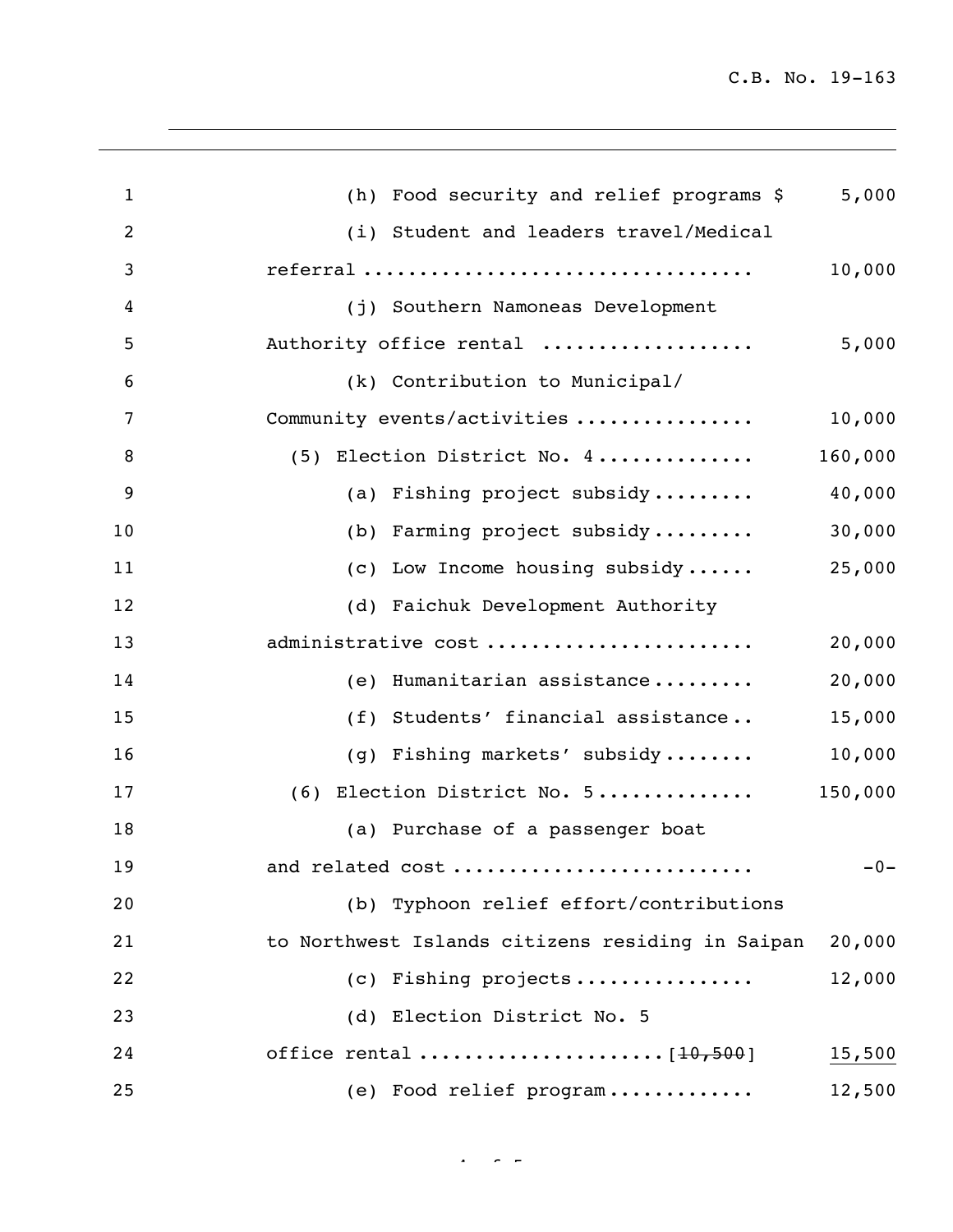(h) Food security and relief programs $ 5,000

(i) Student and leaders travel/Medical referral .................................. 10,000

(j) Southern Namoneas Development Authority office rental .................. 5,000

(k) Contribution to Municipal/ Community events/activities ................ 10,000

(5) Election District No. 4 .............. 160,000

(a) Fishing project subsidy ......... 40,000

(b) Farming project subsidy ......... 30,000

(c) Low Income housing subsidy ...... 25,000

(d) Faichuk Development Authority administrative cost ....................... 20,000

(e) Humanitarian assistance ......... 20,000

(f) Students' financial assistance .. 15,000

(g) Fishing markets' subsidy ........ 10,000

(6) Election District No. 5 .............. 150,000

(a) Purchase of a passenger boat and related cost .......................... -0-

(b) Typhoon relief effort/contributions to Northwest Islands citizens residing in Saipan 20,000

(c) Fishing projects ............... 12,000

(d) Election District No. 5 office rental ....................[~~10,500~~] <u>15,500</u>

(e) Food relief program ............. 12,500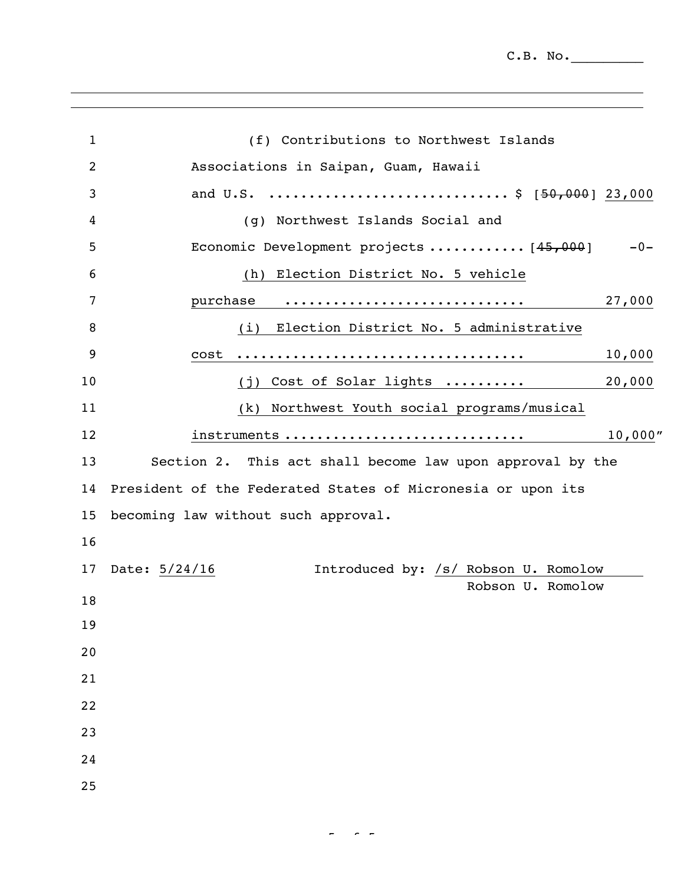C.B. No.\_\_\_\_\_\_\_\_\_

(f) Contributions to Northwest Islands Associations in Saipan, Guam, Hawaii and U.S. ............................ $ [~~50,000~~] 23,000

(g) Northwest Islands Social and Economic Development projects ............ [~~45,000~~] -0-

(h) Election District No. 5 vehicle purchase ............................ 27,000

(i) Election District No. 5 administrative cost .................................. 10,000

(j) Cost of Solar lights .......... 20,000

(k) Northwest Youth social programs/musical instruments ............................ 10,000"

Section 2. This act shall become law upon approval by the President of the Federated States of Micronesia or upon its becoming law without such approval.

Date: 5/24/16 Introduced by: /s/ Robson U. Romolow
Robson U. Romolow